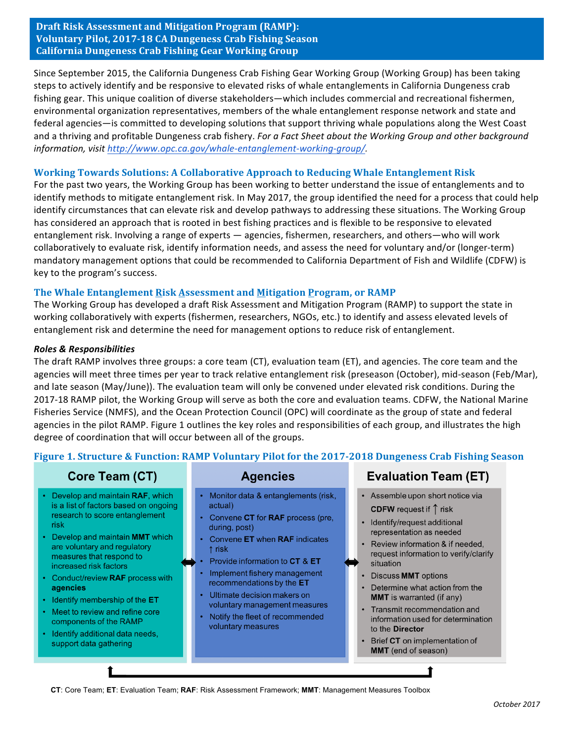# Draft Risk Assessment and Mitigation Program (RAMP): Voluntary Pilot, 2017-18 CA Dungeness Crab Fishing Season California Dungeness Crab Fishing Gear Working Group

Since September 2015, the California Dungeness Crab Fishing Gear Working Group (Working Group) has been taking steps to actively identify and be responsive to elevated risks of whale entanglements in California Dungeness crab fishing gear. This unique coalition of diverse stakeholders—which includes commercial and recreational fishermen, environmental organization representatives, members of the whale entanglement response network and state and federal agencies—is committed to developing solutions that support thriving whale populations along the West Coast and a thriving and profitable Dungeness crab fishery. *For a Fact Sheet about the Working Group and other background information, visit http://www.opc.ca.gov/whale-entanglement-working-group/.*

## Working Towards Solutions: A Collaborative Approach to Reducing Whale Entanglement Risk

For the past two years, the Working Group has been working to better understand the issue of entanglements and to identify methods to mitigate entanglement risk. In May 2017, the group identified the need for a process that could help identify circumstances that can elevate risk and develop pathways to addressing these situations. The Working Group has considered an approach that is rooted in best fishing practices and is flexible to be responsive to elevated entanglement risk. Involving a range of experts — agencies, fishermen, researchers, and others—who will work collaboratively to evaluate risk, identify information needs, and assess the need for voluntary and/or (longer-term) mandatory management options that could be recommended to California Department of Fish and Wildlife (CDFW) is key to the program's success.

## The Whale Entanglement Risk Assessment and Mitigation Program, or RAMP

The Working Group has developed a draft Risk Assessment and Mitigation Program (RAMP) to support the state in working collaboratively with experts (fishermen, researchers, NGOs, etc.) to identify and assess elevated levels of entanglement risk and determine the need for management options to reduce risk of entanglement.

### *Roles & Responsibilities*

The draft RAMP involves three groups: a core team (CT), evaluation team (ET), and agencies. The core team and the agencies will meet three times per year to track relative entanglement risk (preseason (October), mid-season (Feb/Mar), and late season (May/June)). The evaluation team will only be convened under elevated risk conditions. During the 2017-18 RAMP pilot, the Working Group will serve as both the core and evaluation teams. CDFW, the National Marine Fisheries Service (NMFS), and the Ocean Protection Council (OPC) will coordinate as the group of state and federal agencies in the pilot RAMP. Figure 1 outlines the key roles and responsibilities of each group, and illustrates the high degree of coordination that will occur between all of the groups.

**Figure 1. Structure & Function: RAMP Voluntary Pilot for the 2017-2018 Dungeness Crab Fishing Season**

**Core Team (CT)**

- Develop and maintain **RAF**, which is a list of factors based on ongoing research to score entanglement risk
- Develop and maintain **MMT** which are voluntary and regulatory measures that respond to increased risk factors
- Conduct/review **RAF** process with **agencies**
- Identify membership of the **ET**
- Meet to review and refine core components of the RAMP
- Identify additional data needs, support data gathering

**Agencies**

- Monitor data & entanglements (risk, actual)
- Convene **CT** for **RAF** process (pre, during, post)
- Convene **ET** when **RAF** indicates ↑ risk
- Provide information to **CT** & **ET**
- Implement fishery management recommendations by the **ET**
- Ultimate decision makers on voluntary management measures
- Notify the fleet of recommended voluntary measures

**Evaluation Team (ET)**

- Assemble upon short notice via **CDFW** request if ↑ risk
- Identify/request additional representation as needed
- Review information & if needed, request information to verify/clarify situation
- Discuss **MMT** options
- Determine what action from the **MMT** is warranted (if any)
- Transmit recommendation and information used for determination to the **Director**
- Brief **CT** on implementation of **MMT** (end of season)

**CT**: Core Team; **ET**: Evaluation Team; **RAF**: Risk Assessment Framework; **MMT**: Management Measures Toolbox

*October 2017*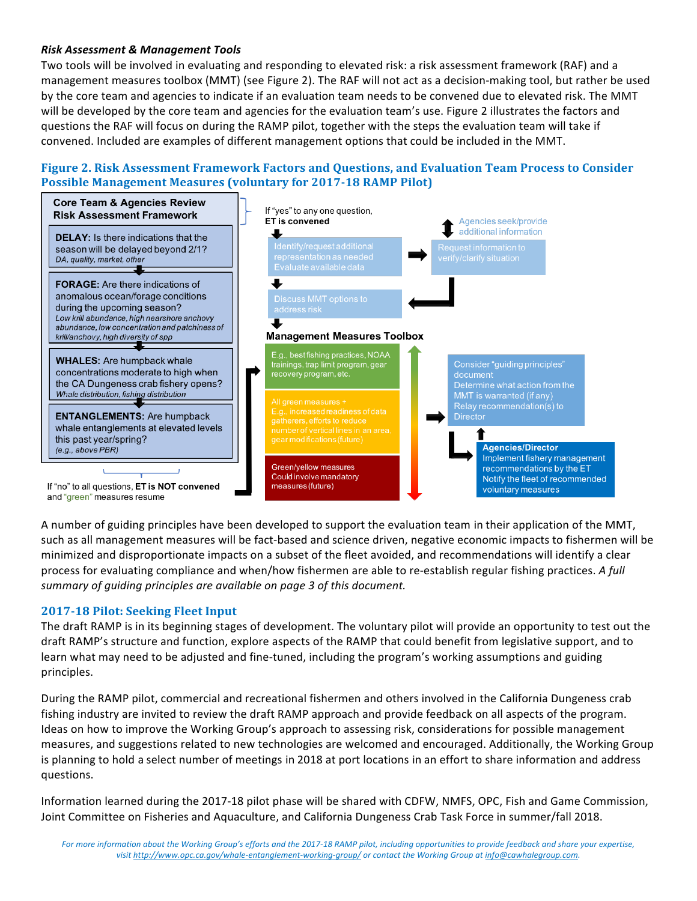### *Risk Assessment & Management Tools*

Two tools will be involved in evaluating and responding to elevated risk: a risk assessment framework (RAF) and a management measures toolbox (MMT) (see Figure 2). The RAF will not act as a decision-making tool, but rather be used by the core team and agencies to indicate if an evaluation team needs to be convened due to elevated risk. The MMT will be developed by the core team and agencies for the evaluation team's use. Figure 2 illustrates the factors and questions the RAF will focus on during the RAMP pilot, together with the steps the evaluation team will take if convened. Included are examples of different management options that could be included in the MMT.

**Figure 2. Risk Assessment Framework Factors and Questions, and Evaluation Team Process to Consider Possible Management Measures (voluntary for 2017-18 RAMP Pilot)**

**Core Team & Agencies Review Risk Assessment Framework**

**DELAY:** Is there indications that the season will be delayed beyond 2/1?
*DA, quality, market, other*

**FORAGE:** Are there indications of anomalous ocean/forage conditions during the upcoming season?
*Low krill abundance, high nearshore anchovy abundance, low concentration and patchiness of krill/anchovy, high diversity of spp*

**WHALES:** Are humpback whale concentrations moderate to high when the CA Dungeness crab fishery opens?
*Whale distribution, fishing distribution*

**ENTANGLEMENTS:** Are humpback whale entanglements at elevated levels this past year/spring?
*(e.g., above PBR)*

If "no" to all questions, **ET is NOT convened** and "green" measures resume

If "yes" to any one question, **ET is convened**

Identify/request additional representation as needed
Evaluate available data

Agencies seek/provide additional information

Request information to verify/clarify situation

Discuss MMT options to address risk

**Management Measures Toolbox**

- E.g., best fishing practices, NOAA trainings, trap limit program, gear recovery program, etc.
- All green measures + E.g., increased readiness of data gatherers, efforts to reduce number of vertical lines in an area, gear modifications (future)
- Green/yellow measures Could involve mandatory measures (future)

Consider "guiding principles" document
Determine what action from the MMT is warranted (if any)
Relay recommendation(s) to Director

**Agencies/Director**
Implement fishery management recommendations by the ET
Notify the fleet of recommended voluntary measures

A number of guiding principles have been developed to support the evaluation team in their application of the MMT, such as all management measures will be fact-based and science driven, negative economic impacts to fishermen will be minimized and disproportionate impacts on a subset of the fleet avoided, and recommendations will identify a clear process for evaluating compliance and when/how fishermen are able to re-establish regular fishing practices. *A full summary of guiding principles are available on page 3 of this document.*

## 2017-18 Pilot: Seeking Fleet Input

The draft RAMP is in its beginning stages of development. The voluntary pilot will provide an opportunity to test out the draft RAMP's structure and function, explore aspects of the RAMP that could benefit from legislative support, and to learn what may need to be adjusted and fine-tuned, including the program's working assumptions and guiding principles.

During the RAMP pilot, commercial and recreational fishermen and others involved in the California Dungeness crab fishing industry are invited to review the draft RAMP approach and provide feedback on all aspects of the program. Ideas on how to improve the Working Group's approach to assessing risk, considerations for possible management measures, and suggestions related to new technologies are welcomed and encouraged. Additionally, the Working Group is planning to hold a select number of meetings in 2018 at port locations in an effort to share information and address questions.

Information learned during the 2017-18 pilot phase will be shared with CDFW, NMFS, OPC, Fish and Game Commission, Joint Committee on Fisheries and Aquaculture, and California Dungeness Crab Task Force in summer/fall 2018.

*For more information about the Working Group's efforts and the 2017-18 RAMP pilot, including opportunities to provide feedback and share your expertise, visit http://www.opc.ca.gov/whale-entanglement-working-group/ or contact the Working Group at info@cawhalegroup.com.*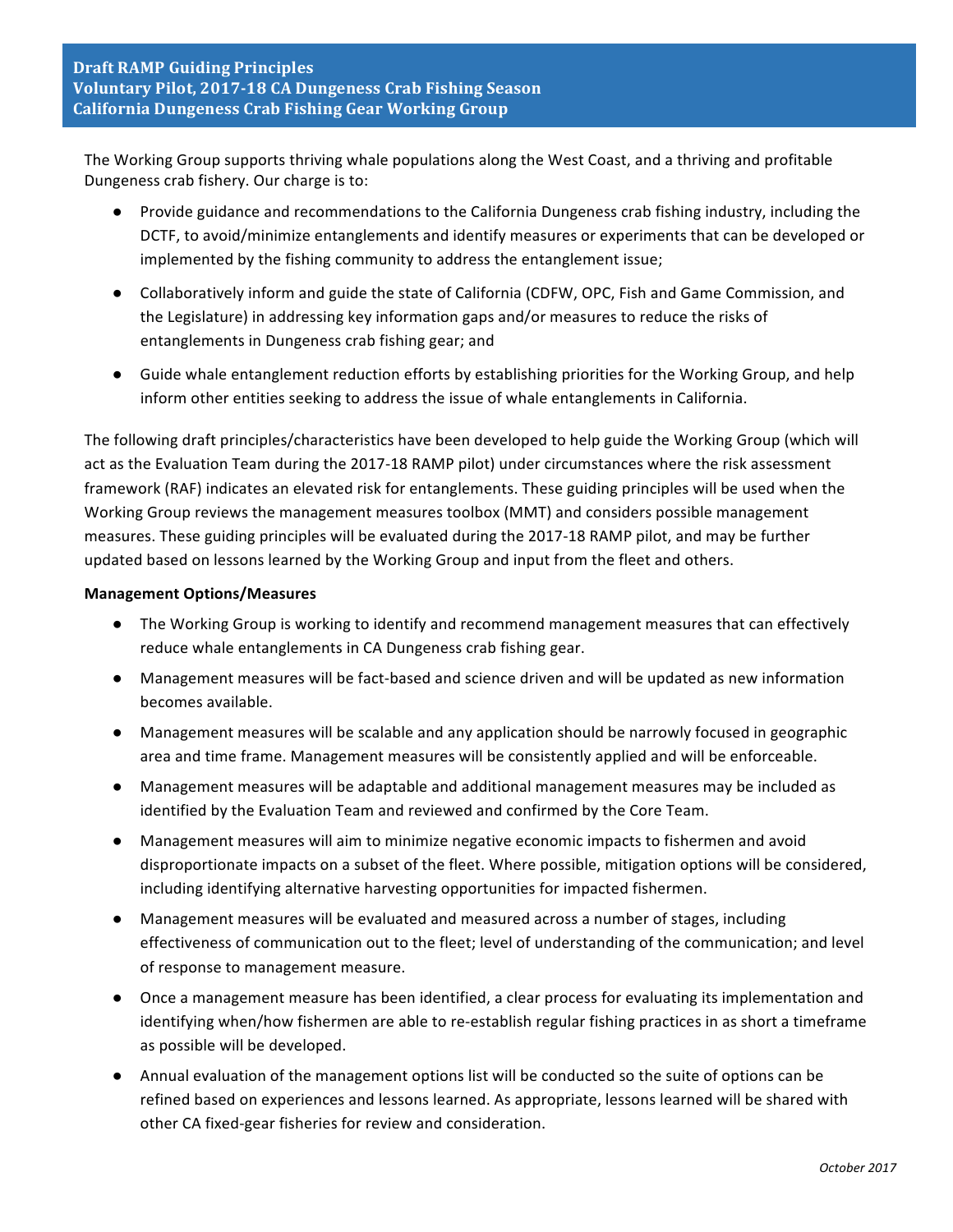## Draft RAMP Guiding Principles
## Voluntary Pilot, 2017-18 CA Dungeness Crab Fishing Season
## California Dungeness Crab Fishing Gear Working Group

The Working Group supports thriving whale populations along the West Coast, and a thriving and profitable Dungeness crab fishery. Our charge is to:

- Provide guidance and recommendations to the California Dungeness crab fishing industry, including the DCTF, to avoid/minimize entanglements and identify measures or experiments that can be developed or implemented by the fishing community to address the entanglement issue;
- Collaboratively inform and guide the state of California (CDFW, OPC, Fish and Game Commission, and the Legislature) in addressing key information gaps and/or measures to reduce the risks of entanglements in Dungeness crab fishing gear; and
- Guide whale entanglement reduction efforts by establishing priorities for the Working Group, and help inform other entities seeking to address the issue of whale entanglements in California.

The following draft principles/characteristics have been developed to help guide the Working Group (which will act as the Evaluation Team during the 2017-18 RAMP pilot) under circumstances where the risk assessment framework (RAF) indicates an elevated risk for entanglements. These guiding principles will be used when the Working Group reviews the management measures toolbox (MMT) and considers possible management measures. These guiding principles will be evaluated during the 2017-18 RAMP pilot, and may be further updated based on lessons learned by the Working Group and input from the fleet and others.

**Management Options/Measures**

- The Working Group is working to identify and recommend management measures that can effectively reduce whale entanglements in CA Dungeness crab fishing gear.
- Management measures will be fact-based and science driven and will be updated as new information becomes available.
- Management measures will be scalable and any application should be narrowly focused in geographic area and time frame. Management measures will be consistently applied and will be enforceable.
- Management measures will be adaptable and additional management measures may be included as identified by the Evaluation Team and reviewed and confirmed by the Core Team.
- Management measures will aim to minimize negative economic impacts to fishermen and avoid disproportionate impacts on a subset of the fleet. Where possible, mitigation options will be considered, including identifying alternative harvesting opportunities for impacted fishermen.
- Management measures will be evaluated and measured across a number of stages, including effectiveness of communication out to the fleet; level of understanding of the communication; and level of response to management measure.
- Once a management measure has been identified, a clear process for evaluating its implementation and identifying when/how fishermen are able to re-establish regular fishing practices in as short a timeframe as possible will be developed.
- Annual evaluation of the management options list will be conducted so the suite of options can be refined based on experiences and lessons learned. As appropriate, lessons learned will be shared with other CA fixed-gear fisheries for review and consideration.

*October 2017*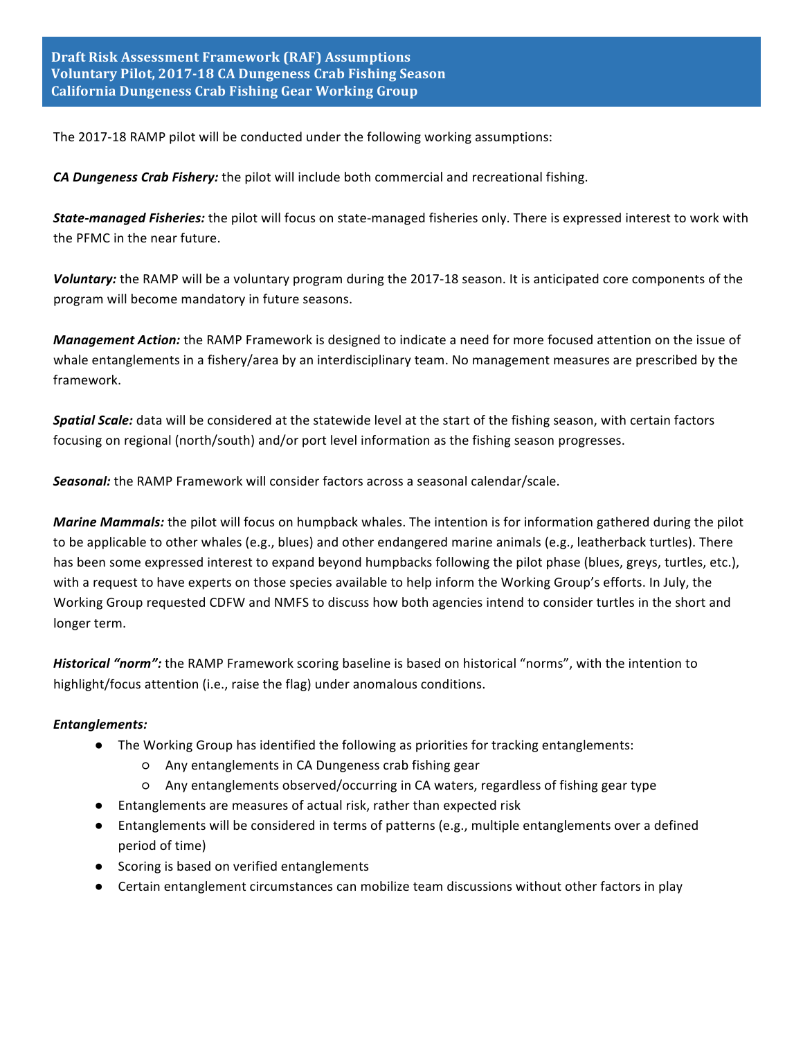**Draft Risk Assessment Framework (RAF) Assumptions**
**Voluntary Pilot, 2017-18 CA Dungeness Crab Fishing Season**
**California Dungeness Crab Fishing Gear Working Group**

The 2017-18 RAMP pilot will be conducted under the following working assumptions:

***CA Dungeness Crab Fishery:*** the pilot will include both commercial and recreational fishing.

***State-managed Fisheries:*** the pilot will focus on state-managed fisheries only. There is expressed interest to work with the PFMC in the near future.

***Voluntary:*** the RAMP will be a voluntary program during the 2017-18 season. It is anticipated core components of the program will become mandatory in future seasons.

***Management Action:*** the RAMP Framework is designed to indicate a need for more focused attention on the issue of whale entanglements in a fishery/area by an interdisciplinary team. No management measures are prescribed by the framework.

***Spatial Scale:*** data will be considered at the statewide level at the start of the fishing season, with certain factors focusing on regional (north/south) and/or port level information as the fishing season progresses.

***Seasonal:*** the RAMP Framework will consider factors across a seasonal calendar/scale.

***Marine Mammals:*** the pilot will focus on humpback whales. The intention is for information gathered during the pilot to be applicable to other whales (e.g., blues) and other endangered marine animals (e.g., leatherback turtles). There has been some expressed interest to expand beyond humpbacks following the pilot phase (blues, greys, turtles, etc.), with a request to have experts on those species available to help inform the Working Group's efforts. In July, the Working Group requested CDFW and NMFS to discuss how both agencies intend to consider turtles in the short and longer term.

***Historical "norm":*** the RAMP Framework scoring baseline is based on historical "norms", with the intention to highlight/focus attention (i.e., raise the flag) under anomalous conditions.

***Entanglements:***

- The Working Group has identified the following as priorities for tracking entanglements:
  - Any entanglements in CA Dungeness crab fishing gear
  - Any entanglements observed/occurring in CA waters, regardless of fishing gear type
- Entanglements are measures of actual risk, rather than expected risk
- Entanglements will be considered in terms of patterns (e.g., multiple entanglements over a defined period of time)
- Scoring is based on verified entanglements
- Certain entanglement circumstances can mobilize team discussions without other factors in play